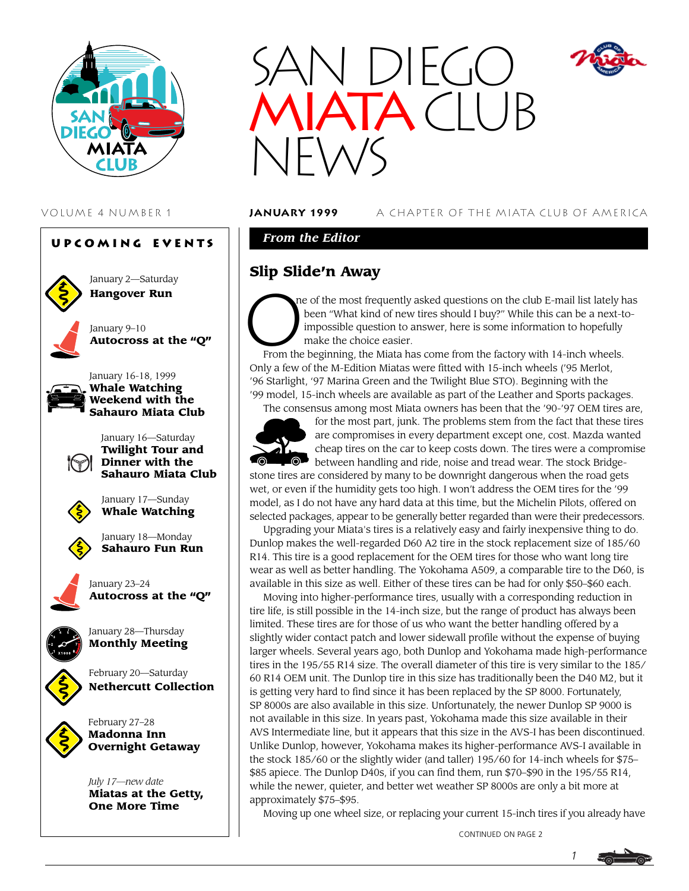# SAN DIEGO MIATA CLUB NEWS

VOLUME 4 NUMBER 1 **JANUARY 1999** A CHAPTER OF THE MIATA CLUB OF AMERICA

## UPCOMING EVENTS

January 2—Saturday
**Hangover Run**

January 9–10
**Autocross at the "Q"**

January 16-18, 1999
**Whale Watching Weekend with the Sahauro Miata Club**

January 16—Saturday
**Twilight Tour and Dinner with the Sahauro Miata Club**

January 17—Sunday
**Whale Watching**

January 18—Monday
**Sahauro Fun Run**

January 23–24
**Autocross at the "Q"**

January 28—Thursday
**Monthly Meeting**

February 20—Saturday
**Nethercutt Collection**

February 27–28
**Madonna Inn Overnight Getaway**

*July 17—new date*
**Miatas at the Getty, One More Time**

## *From the Editor*

## Slip Slide'n Away

One of the most frequently asked questions on the club E-mail list lately has been "What kind of new tires should I buy?" While this can be a next-to-impossible question to answer, here is some information to hopefully make the choice easier.

From the beginning, the Miata has come from the factory with 14-inch wheels. Only a few of the M-Edition Miatas were fitted with 15-inch wheels ('95 Merlot, '96 Starlight, '97 Marina Green and the Twilight Blue STO). Beginning with the '99 model, 15-inch wheels are available as part of the Leather and Sports packages.

The consensus among most Miata owners has been that the '90-'97 OEM tires are, for the most part, junk. The problems stem from the fact that these tires are compromises in every department except one, cost. Mazda wanted cheap tires on the car to keep costs down. The tires were a compromise between handling and ride, noise and tread wear. The stock Bridgestone tires are considered by many to be downright dangerous when the road gets wet, or even if the humidity gets too high. I won't address the OEM tires for the '99 model, as I do not have any hard data at this time, but the Michelin Pilots, offered on selected packages, appear to be generally better regarded than were their predecessors.

Upgrading your Miata's tires is a relatively easy and fairly inexpensive thing to do. Dunlop makes the well-regarded D60 A2 tire in the stock replacement size of 185/60 R14. This tire is a good replacement for the OEM tires for those who want long tire wear as well as better handling. The Yokohama A509, a comparable tire to the D60, is available in this size as well. Either of these tires can be had for only $50–$60 each.

Moving into higher-performance tires, usually with a corresponding reduction in tire life, is still possible in the 14-inch size, but the range of product has always been limited. These tires are for those of us who want the better handling offered by a slightly wider contact patch and lower sidewall profile without the expense of buying larger wheels. Several years ago, both Dunlop and Yokohama made high-performance tires in the 195/55 R14 size. The overall diameter of this tire is very similar to the 185/60 R14 OEM unit. The Dunlop tire in this size has traditionally been the D40 M2, but it is getting very hard to find since it has been replaced by the SP 8000. Fortunately, SP 8000s are also available in this size. Unfortunately, the newer Dunlop SP 9000 is not available in this size. In years past, Yokohama made this size available in their AVS Intermediate line, but it appears that this size in the AVS-I has been discontinued. Unlike Dunlop, however, Yokohama makes its higher-performance AVS-I available in the stock 185/60 or the slightly wider (and taller) 195/60 for 14-inch wheels for $75–$85 apiece. The Dunlop D40s, if you can find them, run $70–$90 in the 195/55 R14, while the newer, quieter, and better wet weather SP 8000s are only a bit more at approximately $75–$95.

Moving up one wheel size, or replacing your current 15-inch tires if you already have

CONTINUED ON PAGE 2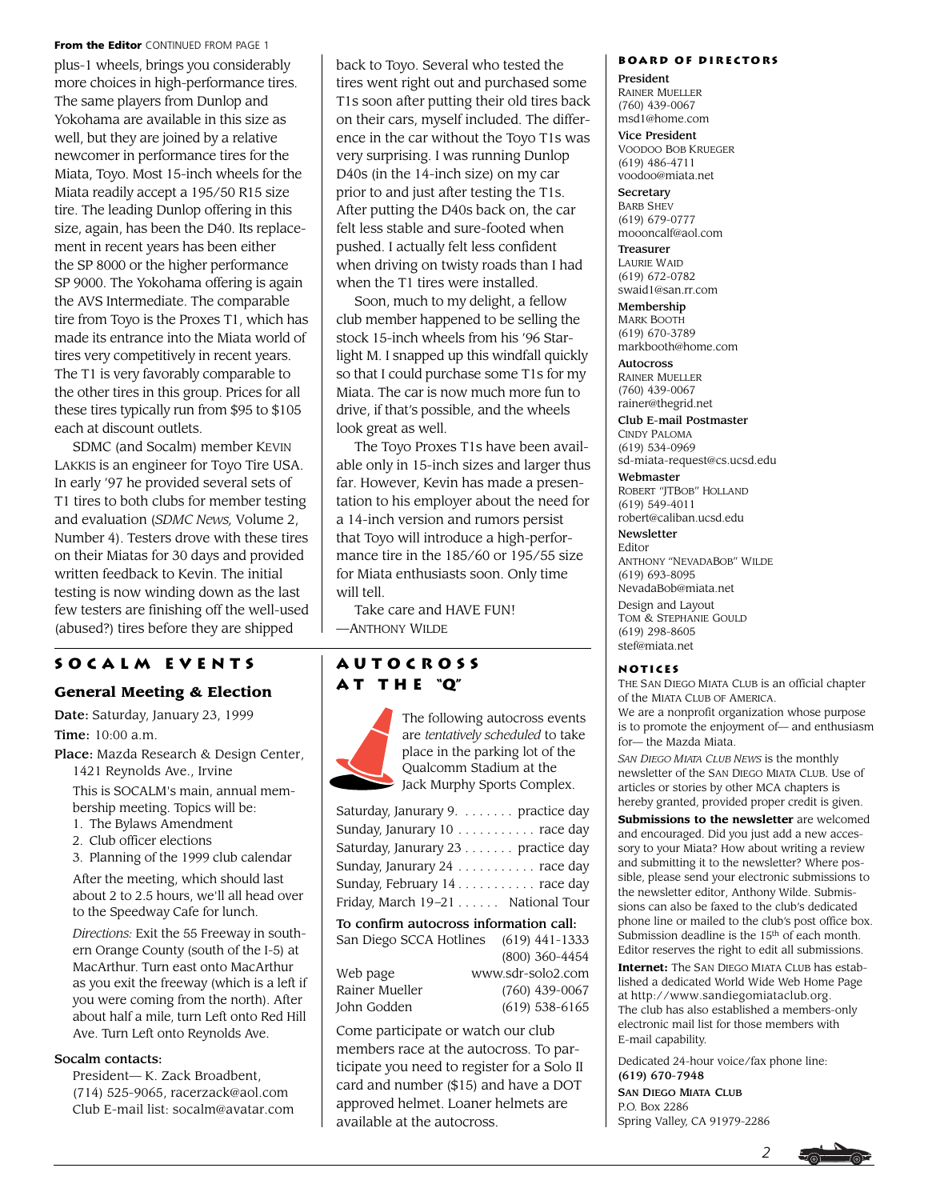**From the Editor** CONTINUED FROM PAGE 1

plus-1 wheels, brings you considerably more choices in high-performance tires. The same players from Dunlop and Yokohama are available in this size as well, but they are joined by a relative newcomer in performance tires for the Miata, Toyo. Most 15-inch wheels for the Miata readily accept a 195/50 R15 size tire. The leading Dunlop offering in this size, again, has been the D40. Its replacement in recent years has been either the SP 8000 or the higher performance SP 9000. The Yokohama offering is again the AVS Intermediate. The comparable tire from Toyo is the Proxes T1, which has made its entrance into the Miata world of tires very competitively in recent years. The T1 is very favorably comparable to the other tires in this group. Prices for all these tires typically run from $95 to $105 each at discount outlets.

SDMC (and Socalm) member Kevin Lakkis is an engineer for Toyo Tire USA. In early '97 he provided several sets of T1 tires to both clubs for member testing and evaluation (*SDMC News,* Volume 2, Number 4). Testers drove with these tires on their Miatas for 30 days and provided written feedback to Kevin. The initial testing is now winding down as the last few testers are finishing off the well-used (abused?) tires before they are shipped back to Toyo. Several who tested the tires went right out and purchased some T1s soon after putting their old tires back on their cars, myself included. The difference in the car without the Toyo T1s was very surprising. I was running Dunlop D40s (in the 14-inch size) on my car prior to and just after testing the T1s. After putting the D40s back on, the car felt less stable and sure-footed when pushed. I actually felt less confident when driving on twisty roads than I had when the T1 tires were installed.

Soon, much to my delight, a fellow club member happened to be selling the stock 15-inch wheels from his '96 Starlight M. I snapped up this windfall quickly so that I could purchase some T1s for my Miata. The car is now much more fun to drive, if that's possible, and the wheels look great as well.

The Toyo Proxes T1s have been available only in 15-inch sizes and larger thus far. However, Kevin has made a presentation to his employer about the need for a 14-inch version and rumors persist that Toyo will introduce a high-performance tire in the 185/60 or 195/55 size for Miata enthusiasts soon. Only time will tell.

Take care and HAVE FUN!
—Anthony Wilde

## SOCALM EVENTS

### General Meeting & Election

**Date:** Saturday, January 23, 1999

**Time:** 10:00 a.m.

**Place:** Mazda Research & Design Center, 1421 Reynolds Ave., Irvine

This is SOCALM's main, annual membership meeting. Topics will be:

1. The Bylaws Amendment
2. Club officer elections
3. Planning of the 1999 club calendar

After the meeting, which should last about 2 to 2.5 hours, we'll all head over to the Speedway Cafe for lunch.

*Directions:* Exit the 55 Freeway in southern Orange County (south of the I-5) at MacArthur. Turn east onto MacArthur as you exit the freeway (which is a left if you were coming from the north). After about half a mile, turn Left onto Red Hill Ave. Turn Left onto Reynolds Ave.

**Socalm contacts:**

President— K. Zack Broadbent, (714) 525-9065, racerzack@aol.com
Club E-mail list: socalm@avatar.com

## AUTOCROSS AT THE "Q"

The following autocross events are *tentatively scheduled* to take place in the parking lot of the Qualcomm Stadium at the Jack Murphy Sports Complex.

| | |
|---|---|
| Saturday, Janurary 9 | practice day |
| Sunday, Janurary 10 | race day |
| Saturday, Janurary 23 | practice day |
| Sunday, Janurary 24 | race day |
| Sunday, February 14 | race day |
| Friday, March 19–21 | National Tour |

**To confirm autocross information call:**

| | |
|---|---|
| San Diego SCCA Hotlines | (619) 441-1333 |
| | (800) 360-4454 |
| Web page | www.sdr-solo2.com |
| Rainer Mueller | (760) 439-0067 |
| John Godden | (619) 538-6165 |

Come participate or watch our club members race at the autocross. To participate you need to register for a Solo II card and number ($15) and have a DOT approved helmet. Loaner helmets are available at the autocross.

## BOARD OF DIRECTORS

**President**
Rainer Mueller
(760) 439-0067
msd1@home.com

**Vice President**
Voodoo Bob Krueger
(619) 486-4711
voodoo@miata.net

**Secretary**
Barb Shev
(619) 679-0777
moooncalf@aol.com

**Treasurer**
Laurie Waid
(619) 672-0782
swaid1@san.rr.com

**Membership**
Mark Booth
(619) 670-3789
markbooth@home.com

**Autocross**
Rainer Mueller
(760) 439-0067
rainer@thegrid.net

**Club E-mail Postmaster**
Cindy Paloma
(619) 534-0969
sd-miata-request@cs.ucsd.edu

**Webmaster**
Robert "JTBob" Holland
(619) 549-4011
robert@caliban.ucsd.edu

**Newsletter**
Editor
Anthony "NevadaBob" Wilde
(619) 693-8095
NevadaBob@miata.net

Design and Layout
Tom & Stephanie Gould
(619) 298-8605
stef@miata.net

## NOTICES

The San Diego Miata Club is an official chapter of the Miata Club of America.

We are a nonprofit organization whose purpose is to promote the enjoyment of— and enthusiasm for— the Mazda Miata.

*San Diego Miata Club News* is the monthly newsletter of the San Diego Miata Club. Use of articles or stories by other MCA chapters is hereby granted, provided proper credit is given.

**Submissions to the newsletter** are welcomed and encouraged. Did you just add a new accessory to your Miata? How about writing a review and submitting it to the newsletter? Where possible, please send your electronic submissions to the newsletter editor, Anthony Wilde. Submissions can also be faxed to the club's dedicated phone line or mailed to the club's post office box. Submission deadline is the 15th of each month. Editor reserves the right to edit all submissions.

**Internet:** The San Diego Miata Club has established a dedicated World Wide Web Home Page at http://www.sandiegomiataclub.org. The club has also established a members-only electronic mail list for those members with E-mail capability.

Dedicated 24-hour voice/fax phone line:
**(619) 670-7948**

**San Diego Miata Club**
P.O. Box 2286
Spring Valley, CA 91979-2286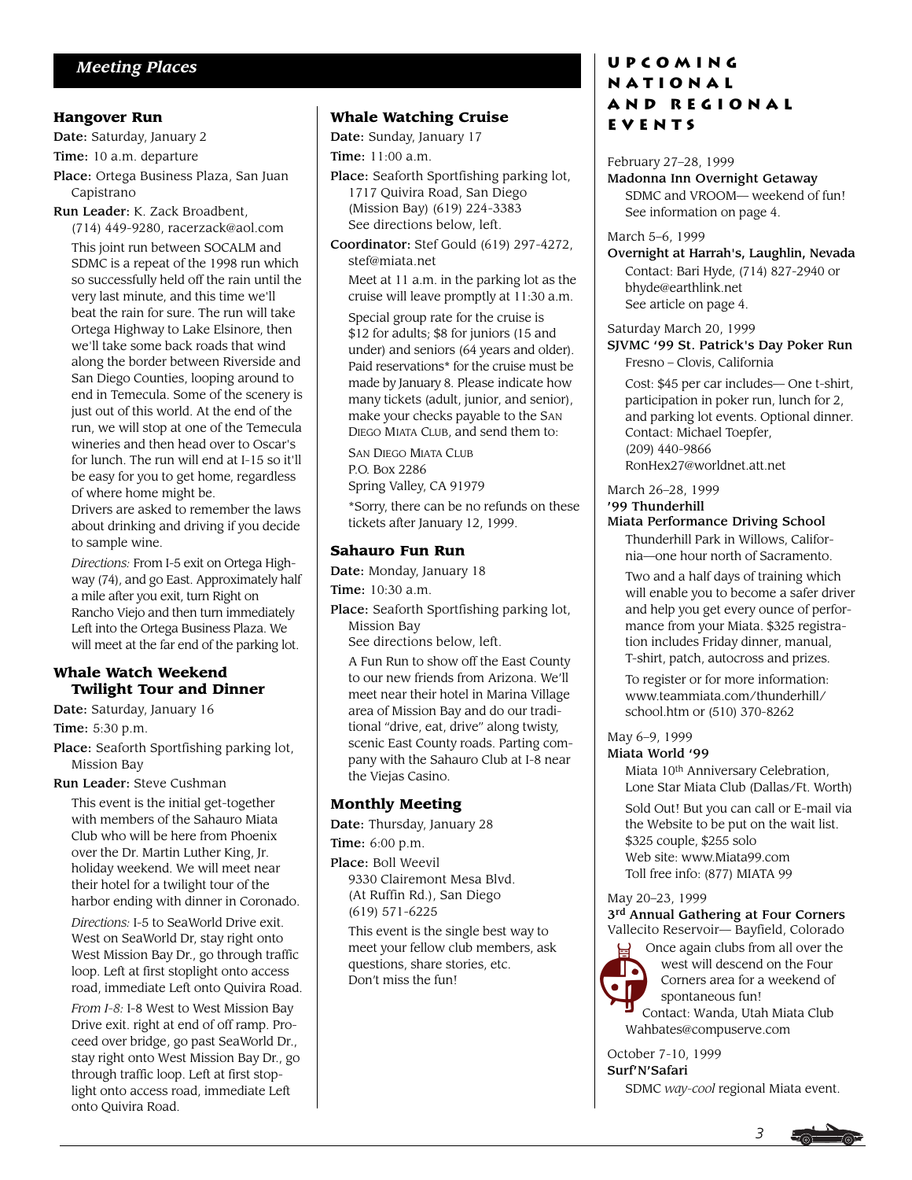## Meeting Places

### Hangover Run

**Date:** Saturday, January 2

**Time:** 10 a.m. departure

**Place:** Ortega Business Plaza, San Juan Capistrano

**Run Leader:** K. Zack Broadbent, (714) 449-9280, racerzack@aol.com

This joint run between SOCALM and SDMC is a repeat of the 1998 run which so successfully held off the rain until the very last minute, and this time we'll beat the rain for sure. The run will take Ortega Highway to Lake Elsinore, then we'll take some back roads that wind along the border between Riverside and San Diego Counties, looping around to end in Temecula. Some of the scenery is just out of this world. At the end of the run, we will stop at one of the Temecula wineries and then head over to Oscar's for lunch. The run will end at I-15 so it'll be easy for you to get home, regardless of where home might be.

Drivers are asked to remember the laws about drinking and driving if you decide to sample wine.

*Directions:* From I-5 exit on Ortega Highway (74), and go East. Approximately half a mile after you exit, turn Right on Rancho Viejo and then turn immediately Left into the Ortega Business Plaza. We will meet at the far end of the parking lot.

### Whale Watch Weekend Twilight Tour and Dinner

**Date:** Saturday, January 16

**Time:** 5:30 p.m.

**Place:** Seaforth Sportfishing parking lot, Mission Bay

**Run Leader:** Steve Cushman

This event is the initial get-together with members of the Sahauro Miata Club who will be here from Phoenix over the Dr. Martin Luther King, Jr. holiday weekend. We will meet near their hotel for a twilight tour of the harbor ending with dinner in Coronado.

*Directions:* I-5 to SeaWorld Drive exit. West on SeaWorld Dr, stay right onto West Mission Bay Dr., go through traffic loop. Left at first stoplight onto access road, immediate Left onto Quivira Road.

*From I-8:* I-8 West to West Mission Bay Drive exit. right at end of off ramp. Proceed over bridge, go past SeaWorld Dr., stay right onto West Mission Bay Dr., go through traffic loop. Left at first stoplight onto access road, immediate Left onto Quivira Road.

### Whale Watching Cruise

**Date:** Sunday, January 17

**Time:** 11:00 a.m.

**Place:** Seaforth Sportfishing parking lot, 1717 Quivira Road, San Diego (Mission Bay) (619) 224-3383
See directions below, left.

**Coordinator:** Stef Gould (619) 297-4272, stef@miata.net

Meet at 11 a.m. in the parking lot as the cruise will leave promptly at 11:30 a.m.

Special group rate for the cruise is $12 for adults; $8 for juniors (15 and under) and seniors (64 years and older). Paid reservations* for the cruise must be made by January 8. Please indicate how many tickets (adult, junior, and senior), make your checks payable to the SAN DIEGO MIATA CLUB, and send them to:

SAN DIEGO MIATA CLUB
P.O. Box 2286
Spring Valley, CA 91979

*Sorry, there can be no refunds on these tickets after January 12, 1999.

### Sahauro Fun Run

**Date:** Monday, January 18

**Time:** 10:30 a.m.

**Place:** Seaforth Sportfishing parking lot, Mission Bay
See directions below, left.

A Fun Run to show off the East County to our new friends from Arizona. We'll meet near their hotel in Marina Village area of Mission Bay and do our traditional "drive, drive, drive" along twisty, scenic East County roads. Parting company with the Sahauro Club at I-8 near the Viejas Casino.

### Monthly Meeting

**Date:** Thursday, January 28

**Time:** 6:00 p.m.

**Place:** Boll Weevil
9330 Clairemont Mesa Blvd.
(At Ruffin Rd.), San Diego
(619) 571-6225

This event is the single best way to meet your fellow club members, ask questions, share stories, etc. Don't miss the fun!

## Upcoming National and Regional Events

February 27–28, 1999
**Madonna Inn Overnight Getaway**
SDMC and VROOM— weekend of fun!
See information on page 4.

March 5–6, 1999
**Overnight at Harrah's, Laughlin, Nevada**
Contact: Bari Hyde, (714) 827-2940 or bhyde@earthlink.net
See article on page 4.

Saturday March 20, 1999
**SJVMC '99 St. Patrick's Day Poker Run**
Fresno – Clovis, California

Cost: $45 per car includes— One t-shirt, participation in poker run, lunch for 2, and parking lot events. Optional dinner. Contact: Michael Toepfer, (209) 440-9866
RonHex27@worldnet.att.net

March 26–28, 1999
**'99 Thunderhill**
**Miata Performance Driving School**
Thunderhill Park in Willows, California—one hour north of Sacramento.

Two and a half days of training which will enable you to become a safer driver and help you get every ounce of performance from your Miata. $325 registration includes Friday dinner, manual, T-shirt, patch, autocross and prizes.

To register or for more information: www.teammiata.com/thunderhill/school.htm or (510) 370-8262

May 6–9, 1999
**Miata World '99**
Miata 10th Anniversary Celebration, Lone Star Miata Club (Dallas/Ft. Worth)

Sold Out! But you can call or E-mail via the Website to be put on the wait list. $325 couple, $255 solo
Web site: www.Miata99.com
Toll free info: (877) MIATA 99

May 20–23, 1999
**3rd Annual Gathering at Four Corners**
Vallecito Reservoir— Bayfield, Colorado

Once again clubs from all over the west will descend on the Four Corners area for a weekend of spontaneous fun!
Contact: Wanda, Utah Miata Club
Wahbates@compuserve.com

October 7-10, 1999
**Surf'N'Safari**
SDMC *way-cool* regional Miata event.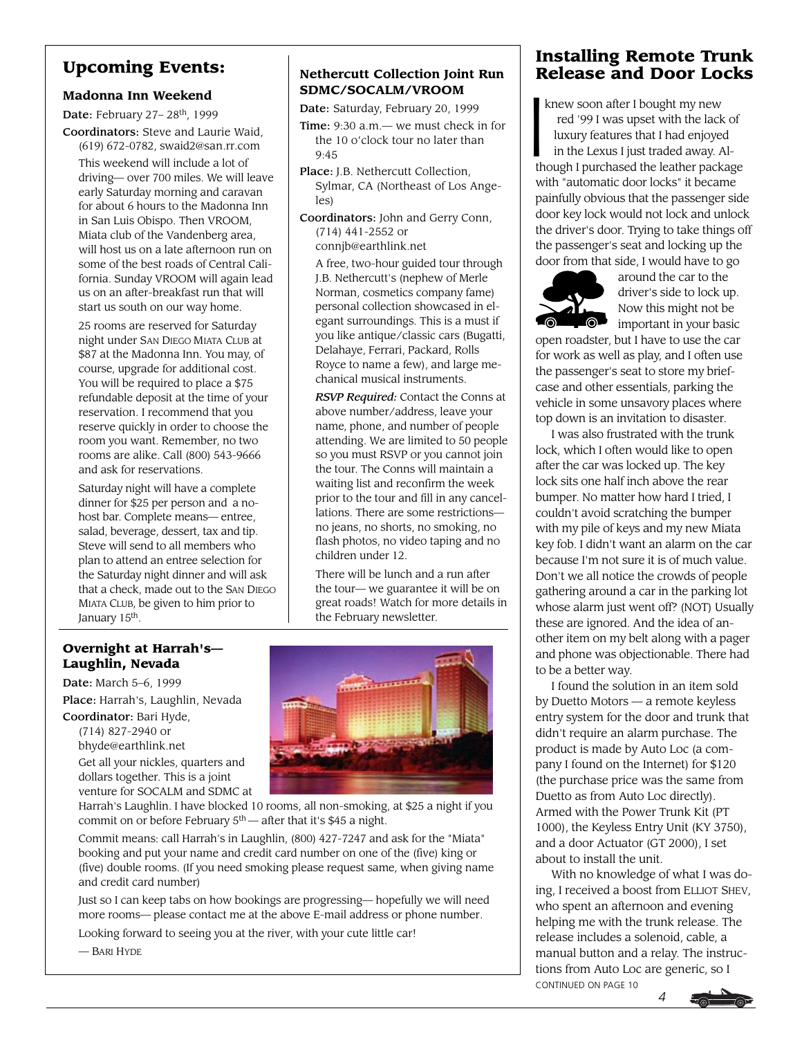## Upcoming Events:

### Madonna Inn Weekend

**Date:** February 27– 28th, 1999

**Coordinators:** Steve and Laurie Waid, (619) 672-0782, swaid2@san.rr.com

This weekend will include a lot of driving— over 700 miles. We will leave early Saturday morning and caravan for about 6 hours to the Madonna Inn in San Luis Obispo. Then VROOM, Miata club of the Vandenberg area, will host us on a late afternoon run on some of the best roads of Central California. Sunday VROOM will again lead us on an after-breakfast run that will start us south on our way home.

25 rooms are reserved for Saturday night under SAN DIEGO MIATA CLUB at $87 at the Madonna Inn. You may, of course, upgrade for additional cost. You will be required to place a $75 refundable deposit at the time of your reservation. I recommend that you reserve quickly in order to choose the room you want. Remember, no two rooms are alike. Call (800) 543-9666 and ask for reservations.

Saturday night will have a complete dinner for $25 per person and a no-host bar. Complete means— entree, salad, beverage, dessert, tax and tip. Steve will send to all members who plan to attend an entree selection for the Saturday night dinner and will ask that a check, made out to the SAN DIEGO MIATA CLUB, be given to him prior to January 15th.

### Nethercutt Collection Joint Run SDMC/SOCALM/VROOM

**Date:** Saturday, February 20, 1999

**Time:** 9:30 a.m.— we must check in for the 10 o'clock tour no later than 9:45

**Place:** J.B. Nethercutt Collection, Sylmar, CA (Northeast of Los Angeles)

**Coordinators:** John and Gerry Conn, (714) 441-2552 or connjb@earthlink.net

A free, two-hour guided tour through J.B. Nethercutt's (nephew of Merle Norman, cosmetics company fame) personal collection showcased in elegant surroundings. This is a must if you like antique/classic cars (Bugatti, Delahaye, Ferrari, Packard, Rolls Royce to name a few), and large mechanical musical instruments.

*RSVP Required:* Contact the Conns at above number/address, leave your name, phone, and number of people attending. We are limited to 50 people so you must RSVP or you cannot join the tour. The Conns will maintain a waiting list and reconfirm the week prior to the tour and fill in any cancellations. There are some restrictions— no jeans, no shorts, no smoking, no flash photos, no video taping and no children under 12.

There will be lunch and a run after the tour— we guarantee it will be on great roads! Watch for more details in the February newsletter.

### Overnight at Harrah's— Laughlin, Nevada

**Date:** March 5–6, 1999

**Place:** Harrah's, Laughlin, Nevada

**Coordinator:** Bari Hyde, (714) 827-2940 or bhyde@earthlink.net

Get all your nickles, quarters and dollars together. This is a joint venture for SOCALM and SDMC at Harrah's Laughlin. I have blocked 10 rooms, all non-smoking, at $25 a night if you commit on or before February 5th — after that it's $45 a night.

Commit means: call Harrah's in Laughlin, (800) 427-7247 and ask for the "Miata" booking and put your name and credit card number on one of the (five) king or (five) double rooms. (If you need smoking please request same, when giving name and credit card number)

Just so I can keep tabs on how bookings are progressing— hopefully we will need more rooms— please contact me at the above E-mail address or phone number.

Looking forward to seeing you at the river, with your cute little car!

— BARI HYDE

## Installing Remote Trunk Release and Door Locks

I knew soon after I bought my new red '99 I was upset with the lack of luxury features that I had enjoyed in the Lexus I just traded away. Although I purchased the leather package with "automatic door locks" it became painfully obvious that the passenger side door key lock would not lock and unlock the driver's door. Trying to take things off the passenger's seat and locking up the door from that side, I would have to go around the car to the driver's side to lock up. Now this might not be important in your basic open roadster, but I have to use the car for work as well as play, and I often use the passenger's seat to store my briefcase and other essentials, parking the vehicle in some unsavory places where top down is an invitation to disaster.

I was also frustrated with the trunk lock, which I often would like to open after the car was locked up. The key lock sits one half inch above the rear bumper. No matter how hard I tried, I couldn't avoid scratching the bumper with my pile of keys and my new Miata key fob. I didn't want an alarm on the car because I'm not sure it is of much value. Don't we all notice the crowds of people gathering around a car in the parking lot whose alarm just went off? (NOT) Usually these are ignored. And the idea of another item on my belt along with a pager and phone was objectionable. There had to be a better way.

I found the solution in an item sold by Duetto Motors — a remote keyless entry system for the door and trunk that didn't require an alarm purchase. The product is made by Auto Loc (a company I found on the Internet) for $120 (the purchase price was the same from Duetto as from Auto Loc directly). Armed with the Power Trunk Kit (PT 1000), the Keyless Entry Unit (KY 3750), and a door Actuator (GT 2000), I set about to install the unit.

With no knowledge of what I was doing, I received a boost from ELLIOT SHEV, who spent an afternoon and evening helping me with the trunk release. The release includes a solenoid, cable, a manual button and a relay. The instructions from Auto Loc are generic, so I

CONTINUED ON PAGE 10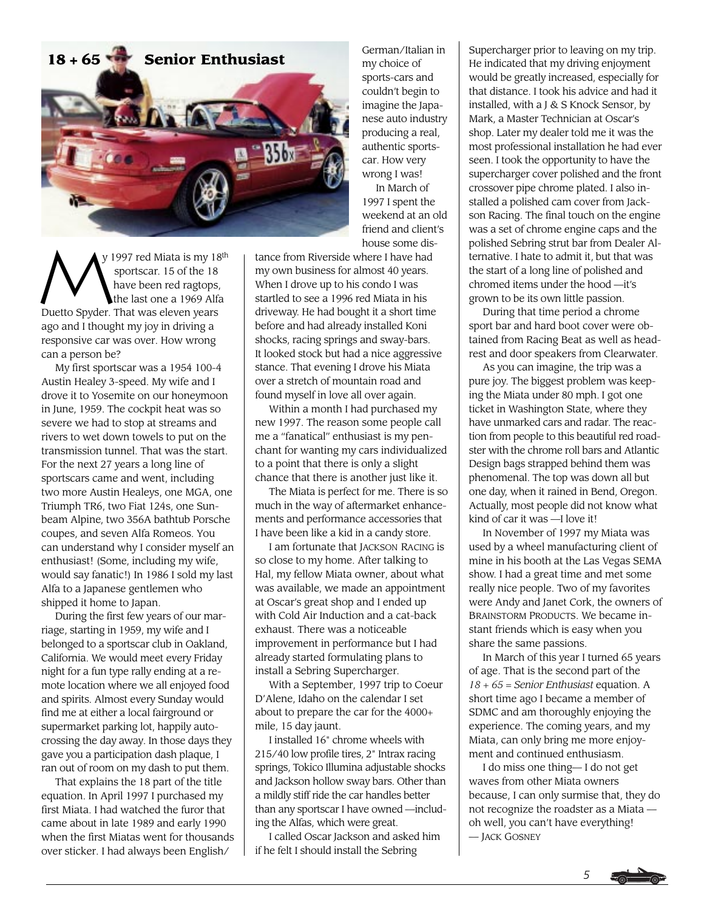## 18 + 65 Senior Enthusiast

My 1997 red Miata is my 18th sportscar. 15 of the 18 have been red ragtops, the last one a 1969 Alfa Duetto Spyder. That was eleven years ago and I thought my joy in driving a responsive car was over. How wrong can a person be?

My first sportscar was a 1954 100-4 Austin Healey 3-speed. My wife and I drove it to Yosemite on our honeymoon in June, 1959. The cockpit heat was so severe we had to stop at streams and rivers to wet down towels to put on the transmission tunnel. That was the start. For the next 27 years a long line of sportscars came and went, including two more Austin Healeys, one MGA, one Triumph TR6, two Fiat 124s, one Sunbeam Alpine, two 356A bathtub Porsche coupes, and seven Alfa Romeos. You can understand why I consider myself an enthusiast! (Some, including my wife, would say fanatic!) In 1986 I sold my last Alfa to a Japanese gentlemen who shipped it home to Japan.

During the first few years of our marriage, starting in 1959, my wife and I belonged to a sportscar club in Oakland, California. We would meet every Friday night for a fun type rally ending at a remote location where we all enjoyed food and spirits. Almost every Sunday would find me at either a local fairground or supermarket parking lot, happily autocrossing the day away. In those days they gave you a participation dash plaque, I ran out of room on my dash to put them.

That explains the 18 part of the title equation. In April 1997 I purchased my first Miata. I had watched the furor that came about in late 1989 and early 1990 when the first Miatas went for thousands over sticker. I had always been English/German/Italian in my choice of sports-cars and couldn't begin to imagine the Japanese auto industry producing a real, authentic sports-car. How very wrong I was!

In March of 1997 I spent the weekend at an old friend and client's house some distance from Riverside where I have had my own business for almost 40 years. When I drove up to his condo I was startled to see a 1996 red Miata in his driveway. He had bought it a short time before and had already installed Koni shocks, racing springs and sway-bars. It looked stock but had a nice aggressive stance. That evening I drove his Miata over a stretch of mountain road and found myself in love all over again.

Within a month I had purchased my new 1997. The reason some people call me a "fanatical" enthusiast is my penchant for wanting my cars individualized to a point that there is only a slight chance that there is another just like it.

The Miata is perfect for me. There is so much in the way of aftermarket enhancements and performance accessories that I have been like a kid in a candy store.

I am fortunate that Jackson Racing is so close to my home. After talking to Hal, my fellow Miata owner, about what was available, we made an appointment at Oscar's great shop and I ended up with Cold Air Induction and a cat-back exhaust. There was a noticeable improvement in performance but I had already started formulating plans to install a Sebring Supercharger.

With a September, 1997 trip to Coeur D'Alene, Idaho on the calendar I set about to prepare the car for the 4000+ mile, 15 day jaunt.

I installed 16" chrome wheels with 215/40 low profile tires, 2" Intrax racing springs, Tokico Illumina adjustable shocks and Jackson hollow sway bars. Other than a mildly stiff ride the car handles better than any sportscar I have owned —including the Alfas, which were great.

I called Oscar Jackson and asked him if he felt I should install the Sebring Supercharger prior to leaving on my trip. He indicated that my driving enjoyment would be greatly increased, especially for that distance. I took his advice and had it installed, with a J & S Knock Sensor, by Mark, a Master Technician at Oscar's shop. Later my dealer told me it was the most professional installation he had ever seen. I took the opportunity to have the supercharger cover polished and the front crossover pipe chrome plated. I also installed a polished cam cover from Jackson Racing. The final touch on the engine was a set of chrome engine caps and the polished Sebring strut bar from Dealer Alternative. I hate to admit it, but that was the start of a long line of polished and chromed items under the hood —it's grown to be its own little passion.

During that time period a chrome sport bar and hard boot cover were obtained from Racing Beat as well as headrest and door speakers from Clearwater.

As you can imagine, the trip was a pure joy. The biggest problem was keeping the Miata under 80 mph. I got one ticket in Washington State, where they have unmarked cars and radar. The reaction from people to this beautiful red roadster with the chrome roll bars and Atlantic Design bags strapped behind them was phenomenal. The top was down all but one day, when it rained in Bend, Oregon. Actually, most people did not know what kind of car it was —I love it!

In November of 1997 my Miata was used by a wheel manufacturing client of mine in his booth at the Las Vegas SEMA show. I had a great time and met some really nice people. Two of my favorites were Andy and Janet Cork, the owners of Brainstorm Products. We became instant friends which is easy when you share the same passions.

In March of this year I turned 65 years of age. That is the second part of the *18 + 65 = Senior Enthusiast* equation. A short time ago I became a member of SDMC and am thoroughly enjoying the experience. The coming years, and my Miata, can only bring me more enjoyment and continued enthusiasm.

I do miss one thing— I do not get waves from other Miata owners because, I can only surmise that, they do not recognize the roadster as a Miata — oh well, you can't have everything!

— Jack Gosney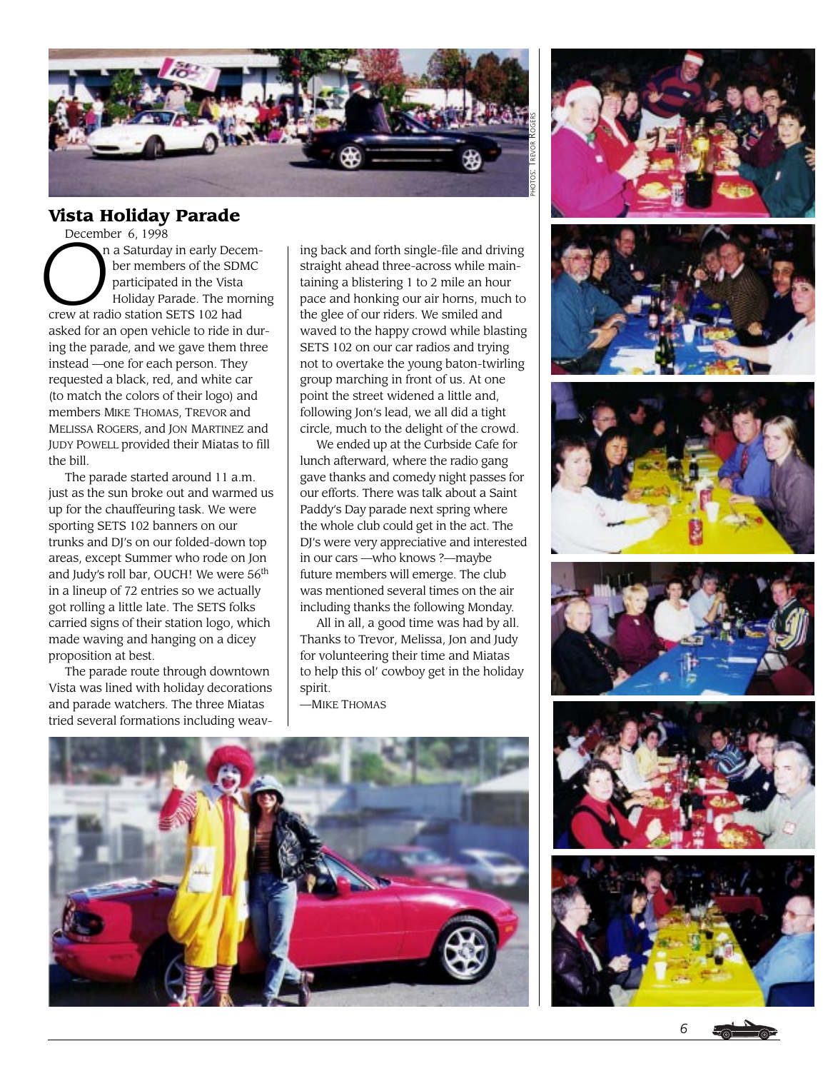## Vista Holiday Parade

December 6, 1998

On a Saturday in early December members of the SDMC participated in the Vista Holiday Parade. The morning crew at radio station SETS 102 had asked for an open vehicle to ride in during the parade, and we gave them three instead —one for each person. They requested a black, red, and white car (to match the colors of their logo) and members MIKE THOMAS, TREVOR and MELISSA ROGERS, and JON MARTINEZ and JUDY POWELL provided their Miatas to fill the bill.

The parade started around 11 a.m. just as the sun broke out and warmed us up for the chauffeuring task. We were sporting SETS 102 banners on our trunks and DJ's on our folded-down top areas, except Summer who rode on Jon and Judy's roll bar, OUCH! We were 56th in a lineup of 72 entries so we actually got rolling a little late. The SETS folks carried signs of their station logo, which made waving and hanging on a dicey proposition at best.

The parade route through downtown Vista was lined with holiday decorations and parade watchers. The three Miatas tried several formations including weaving back and forth single-file and driving straight ahead three-across while maintaining a blistering 1 to 2 mile an hour pace and honking our air horns, much to the glee of our riders. We smiled and waved to the happy crowd while blasting SETS 102 on our car radios and trying not to overtake the young baton-twirling group marching in front of us. At one point the street widened a little and, following Jon's lead, we all did a tight circle, much to the delight of the crowd.

We ended up at the Curbside Cafe for lunch afterward, where the radio gang gave thanks and comedy night passes for our efforts. There was talk about a Saint Paddy's Day parade next spring where the whole club could get in the act. The DJ's were very appreciative and interested in our cars —who knows ?—maybe future members will emerge. The club was mentioned several times on the air including thanks the following Monday.

All in all, a good time was had by all. Thanks to Trevor, Melissa, Jon and Judy for volunteering their time and Miatas to help this ol' cowboy get in the holiday spirit.

—MIKE THOMAS

PHOTOS: TREVOR ROGERS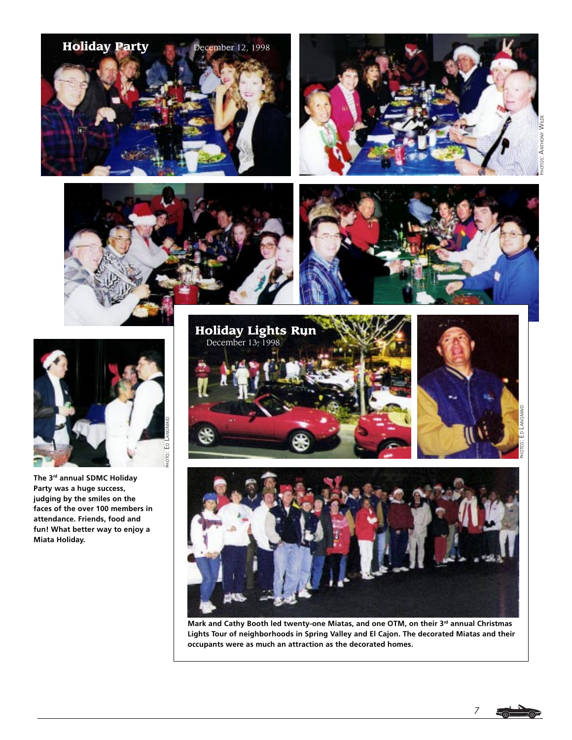## Holiday Party

December 12, 1998

PHOTOS: ANTHONY WILDE

PHOTO: ED LANGMAID

**The 3rd annual SDMC Holiday Party was a huge success, judging by the smiles on the faces of the over 100 members in attendance. Friends, food and fun! What better way to enjoy a Miata Holiday.**

## Holiday Lights Run

December 13, 1998

PHOTOS: ED LANGMAID

**Mark and Cathy Booth led twenty-one Miatas, and one OTM, on their 3rd annual Christmas Lights Tour of neighborhoods in Spring Valley and El Cajon. The decorated Miatas and their occupants were as much an attraction as the decorated homes.**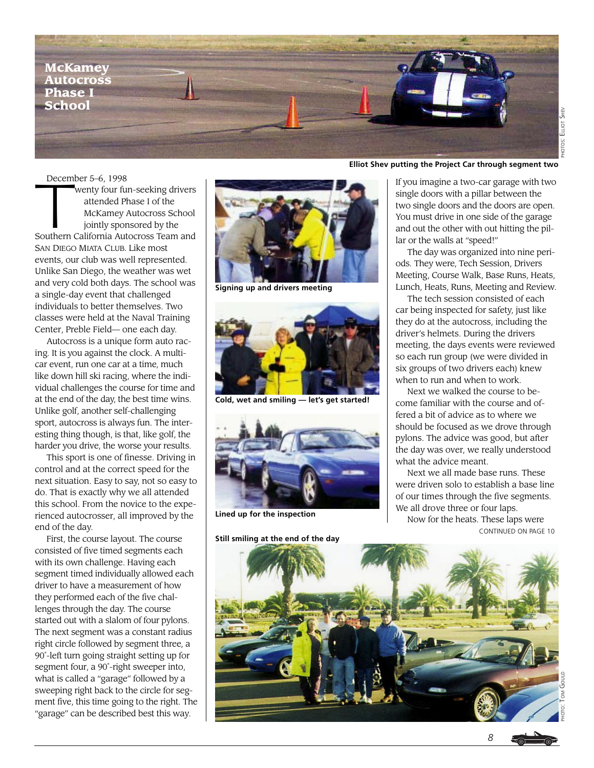# McKamey Autocross Phase I School

Elliot Shev putting the Project Car through segment two

December 5–6, 1998

Twenty four fun-seeking drivers attended Phase I of the McKamey Autocross School jointly sponsored by the Southern California Autocross Team and San Diego Miata Club. Like most events, our club was well represented. Unlike San Diego, the weather was wet and very cold both days. The school was a single-day event that challenged individuals to better themselves. Two classes were held at the Naval Training Center, Preble Field— one each day.

Autocross is a unique form auto racing. It is you against the clock. A multi-car event, run one car at a time, much like down hill ski racing, where the individual challenges the course for time and at the end of the day, the best time wins. Unlike golf, another self-challenging sport, autocross is always fun. The interesting thing though, is that, like golf, the harder you drive, the worse your results.

This sport is one of finesse. Driving in control and at the correct speed for the next situation. Easy to say, not so easy to do. That is exactly why we all attended this school. From the novice to the experienced autocrosser, all improved by the end of the day.

First, the course layout. The course consisted of five timed segments each with its own challenge. Having each segment timed individually allowed each driver to have a measurement of how they performed each of the five challenges through the day. The course started out with a slalom of four pylons. The next segment was a constant radius right circle followed by segment three, a 90˚-left turn going straight setting up for segment four, a 90˚-right sweeper into, what is called a "garage" followed by a sweeping right back to the circle for segment five, this time going to the right. The "garage" can be described best this way.

Signing up and drivers meeting

Cold, wet and smiling — let's get started!

Lined up for the inspection

Still smiling at the end of the day

If you imagine a two-car garage with two single doors with a pillar between the two single doors and the doors are open. You must drive in one side of the garage and out the other with out hitting the pillar or the walls at "speed!"

The day was organized into nine periods. They were, Tech Session, Drivers Meeting, Course Walk, Base Runs, Heats, Lunch, Heats, Runs, Meeting and Review.

The tech session consisted of each car being inspected for safety, just like they do at the autocross, including the driver's helmets. During the drivers meeting, the days events were reviewed so each run group (we were divided in six groups of two drivers each) knew when to run and when to work.

Next we walked the course to become familiar with the course and offered a bit of advice as to where we should be focused as we drove through pylons. The advice was good, but after the day was over, we really understood what the advice meant.

Next we all made base runs. These were driven solo to establish a base line of our times through the five segments. We all drove three or four laps.

Now for the heats. These laps were

CONTINUED ON PAGE 10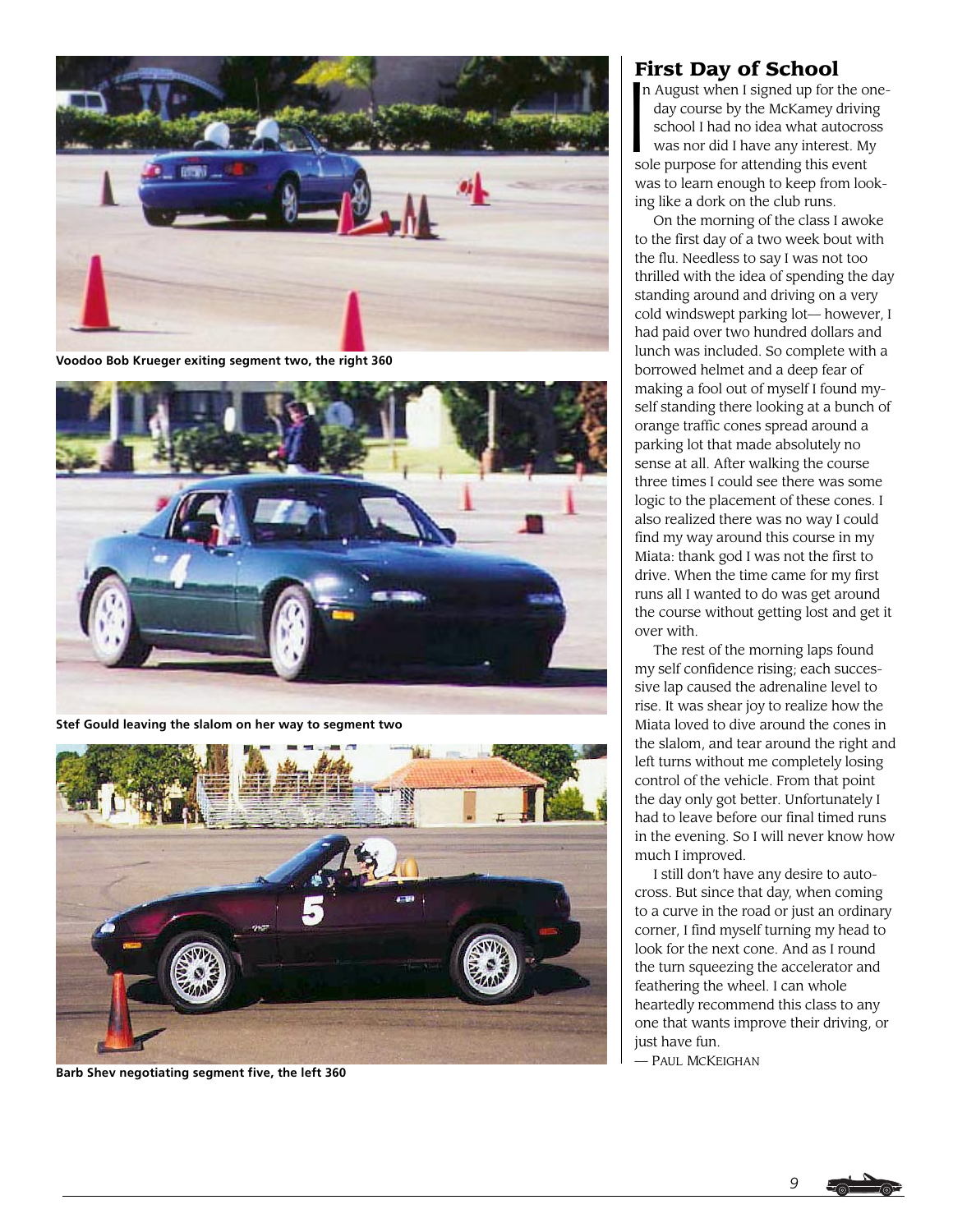Voodoo Bob Krueger exiting segment two, the right 360

Stef Gould leaving the slalom on her way to segment two

Barb Shev negotiating segment five, the left 360

## First Day of School

In August when I signed up for the one-day course by the McKamey driving school I had no idea what autocross was nor did I have any interest. My sole purpose for attending this event was to learn enough to keep from looking like a dork on the club runs.

On the morning of the class I awoke to the first day of a two week bout with the flu. Needless to say I was not too thrilled with the idea of spending the day standing around and driving on a very cold windswept parking lot— however, I had paid over two hundred dollars and lunch was included. So complete with a borrowed helmet and a deep fear of making a fool out of myself I found myself standing there looking at a bunch of orange traffic cones spread around a parking lot that made absolutely no sense at all. After walking the course three times I could see there was some logic to the placement of these cones. I also realized there was no way I could find my way around this course in my Miata: thank god I was not the first to drive. When the time came for my first runs all I wanted to do was get around the course without getting lost and get it over with.

The rest of the morning laps found my self confidence rising; each successive lap caused the adrenaline level to rise. It was shear joy to realize how the Miata loved to dive around the cones in the slalom, and tear around the right and left turns without me completely losing control of the vehicle. From that point the day only got better. Unfortunately I had to leave before our final timed runs in the evening. So I will never know how much I improved.

I still don't have any desire to autocross. But since that day, when coming to a curve in the road or just an ordinary corner, I find myself turning my head to look for the next cone. And as I round the turn squeezing the accelerator and feathering the wheel. I can whole heartedly recommend this class to any one that wants improve their driving, or just have fun.

— Paul McKeighan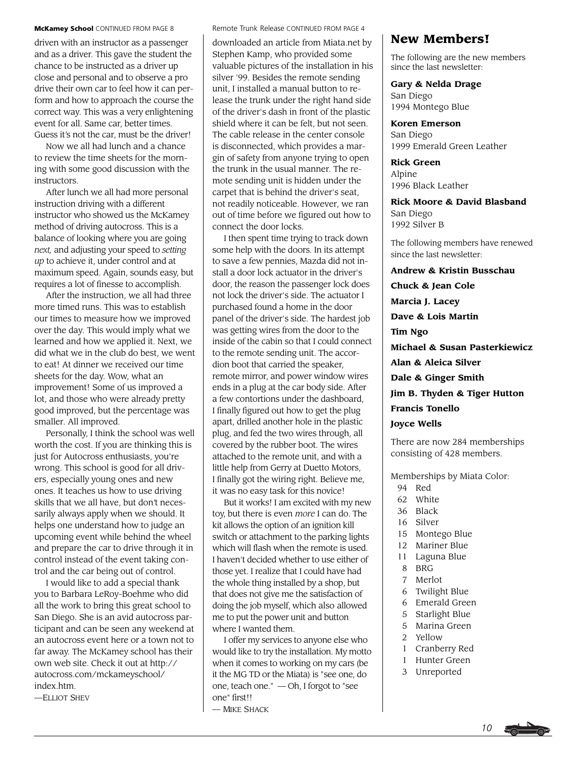**McKamey School** CONTINUED FROM PAGE 8

driven with an instructor as a passenger and as a driver. This gave the student the chance to be instructed as a driver up close and personal and to observe a pro drive their own car to feel how it can perform and how to approach the course the correct way. This was a very enlightening event for all. Same car, better times. Guess it's not the car, must be the driver!

Now we all had lunch and a chance to review the time sheets for the morning with some good discussion with the instructors.

After lunch we all had more personal instruction driving with a different instructor who showed us the McKamey method of driving autocross. This is a balance of looking where you are going *next,* and adjusting your speed to *setting up* to achieve it, under control and at maximum speed. Again, sounds easy, but requires a lot of finesse to accomplish.

After the instruction, we all had three more timed runs. This was to establish our times to measure how we improved over the day. This would imply what we learned and how we applied it. Next, we did what we in the club do best, we went to eat! At dinner we received our time sheets for the day. Wow, what an improvement! Some of us improved a lot, and those who were already pretty good improved, but the percentage was smaller. All improved.

Personally, I think the school was well worth the cost. If you are thinking this is just for Autocross enthusiasts, you're wrong. This school is good for all drivers, especially young ones and new ones. It teaches us how to use driving skills that we all have, but don't necessarily always apply when we should. It helps one understand how to judge an upcoming event while behind the wheel and prepare the car to drive through it in control instead of the event taking control and the car being out of control.

I would like to add a special thank you to Barbara LeRoy-Boehme who did all the work to bring this great school to San Diego. She is an avid autocross participant and can be seen any weekend at an autocross event here or a town not to far away. The McKamey school has their own web site. Check it out at http://autocross.com/mckameyschool/index.htm.

—Elliot Shev

Remote Trunk Release CONTINUED FROM PAGE 4

downloaded an article from Miata.net by Stephen Kamp, who provided some valuable pictures of the installation in his silver '99. Besides the remote sending unit, I installed a manual button to release the trunk under the right hand side of the driver's dash in front of the plastic shield where it can be felt, but not seen. The cable release in the center console is disconnected, which provides a margin of safety from anyone trying to open the trunk in the usual manner. The remote sending unit is hidden under the carpet that is behind the driver's seat, not readily noticeable. However, we ran out of time before we figured out how to connect the door locks.

I then spent time trying to track down some help with the doors. In its attempt to save a few pennies, Mazda did not install a door lock actuator in the driver's door, the reason the passenger lock does not lock the driver's side. The actuator I purchased found a home in the door panel of the driver's side. The hardest job was getting wires from the door to the inside of the cabin so that I could connect to the remote sending unit. The accordion boot that carried the speaker, remote mirror, and power window wires ends in a plug at the car body side. After a few contortions under the dashboard, I finally figured out how to get the plug apart, drilled another hole in the plastic plug, and fed the two wires through, all covered by the rubber boot. The wires attached to the remote unit, and with a little help from Gerry at Duetto Motors, I finally got the wiring right. Believe me, it was no easy task for this novice!

But it works! I am excited with my new toy, but there is even *more* I can do. The kit allows the option of an ignition kill switch or attachment to the parking lights which will flash when the remote is used. I haven't decided whether to use either of those yet. I realize that I could have had the whole thing installed by a shop, but that does not give me the satisfaction of doing the job myself, which also allowed me to put the power unit and button where I wanted them.

I offer my services to anyone else who would like to try the installation. My motto when it comes to working on my cars (be it the MG TD or the Miata) is "see one, do one, teach one." — Oh, I forgot to "see one" first!!

— Mike Shack

## New Members!

The following are the new members since the last newsletter:

**Gary & Nelda Drage**
San Diego
1994 Montego Blue

**Koren Emerson**
San Diego
1999 Emerald Green Leather

**Rick Green**
Alpine
1996 Black Leather

**Rick Moore & David Blasband**
San Diego
1992 Silver B

The following members have renewed since the last newsletter:

**Andrew & Kristin Busschau**

**Chuck & Jean Cole**

**Marcia J. Lacey**

**Dave & Lois Martin**

**Tim Ngo**

**Michael & Susan Pasterkiewicz**

**Alan & Aleica Silver**

**Dale & Ginger Smith**

**Jim B. Thyden & Tiger Hutton**

**Francis Tonello**

**Joyce Wells**

There are now 284 memberships consisting of 428 members.

Memberships by Miata Color:

- 94 Red
- 62 White
- 36 Black
- 16 Silver
- 15 Montego Blue
- 12 Mariner Blue
- 11 Laguna Blue
- 8 BRG
- 7 Merlot
- 6 Twilight Blue
- 6 Emerald Green
- 5 Starlight Blue
- 5 Marina Green
- 2 Yellow
- 1 Cranberry Red
- 1 Hunter Green
- 3 Unreported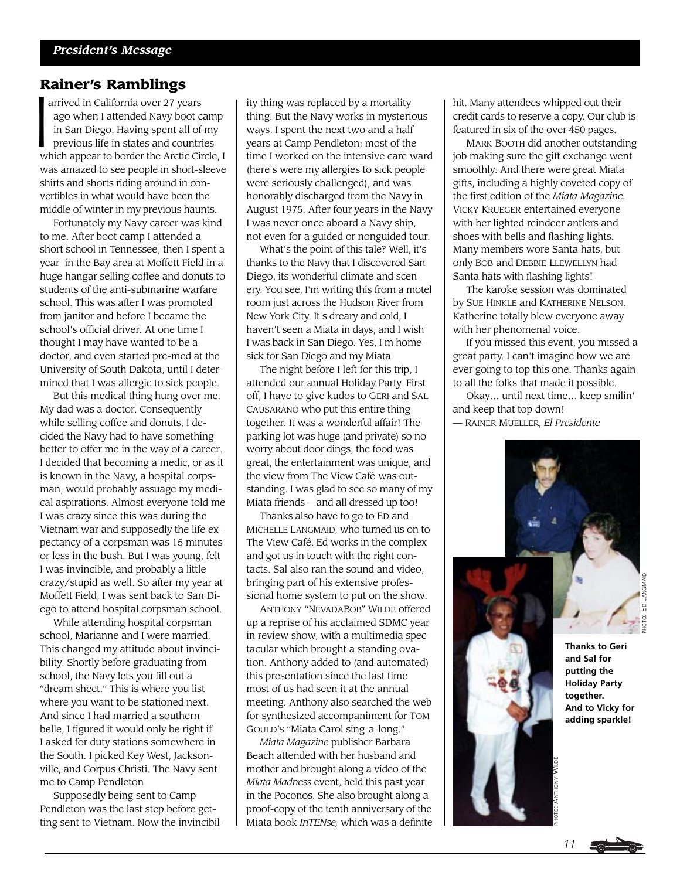*President's Message*

## Rainer's Ramblings

I arrived in California over 27 years ago when I attended Navy boot camp in San Diego. Having spent all of my previous life in states and countries which appear to border the Arctic Circle, I was amazed to see people in short-sleeve shirts and shorts riding around in convertibles in what would have been the middle of winter in my previous haunts.

Fortunately my Navy career was kind to me. After boot camp I attended a short school in Tennessee, then I spent a year in the Bay area at Moffett Field in a huge hangar selling coffee and donuts to students of the anti-submarine warfare school. This was after I was promoted from janitor and before I became the school's official driver. At one time I thought I may have wanted to be a doctor, and even started pre-med at the University of South Dakota, until I determined that I was allergic to sick people.

But this medical thing hung over me. My dad was a doctor. Consequently while selling coffee and donuts, I decided the Navy had to have something better to offer me in the way of a career. I decided that becoming a medic, or as it is known in the Navy, a hospital corpsman, would probably assuage my medical aspirations. Almost everyone told me I was crazy since this was during the Vietnam war and supposedly the life expectancy of a corpsman was 15 minutes or less in the bush. But I was young, felt I was invincible, and probably a little crazy/stupid as well. So after my year at Moffett Field, I was sent back to San Diego to attend hospital corpsman school.

While attending hospital corpsman school, Marianne and I were married. This changed my attitude about invincibility. Shortly before graduating from school, the Navy lets you fill out a "dream sheet." This is where you list where you want to be stationed next. And since I had married a southern belle, I figured it would only be right if I asked for duty stations somewhere in the South. I picked Key West, Jacksonville, and Corpus Christi. The Navy sent me to Camp Pendleton.

Supposedly being sent to Camp Pendleton was the last step before getting sent to Vietnam. Now the invincibility thing was replaced by a mortality thing. But the Navy works in mysterious ways. I spent the next two and a half years at Camp Pendleton; most of the time I worked on the intensive care ward (here's were my allergies to sick people were seriously challenged), and was honorably discharged from the Navy in August 1975. After four years in the Navy I was never once aboard a Navy ship, not even for a guided or nonguided tour.

What's the point of this tale? Well, it's thanks to the Navy that I discovered San Diego, its wonderful climate and scenery. You see, I'm writing this from a motel room just across the Hudson River from New York City. It's dreary and cold, I haven't seen a Miata in days, and I wish I was back in San Diego. Yes, I'm homesick for San Diego and my Miata.

The night before I left for this trip, I attended our annual Holiday Party. First off, I have to give kudos to Geri and Sal Causarano who put this entire thing together. It was a wonderful affair! The parking lot was huge (and private) so no worry about door dings, the food was great, the entertainment was unique, and the view from The View Café was outstanding. I was glad to see so many of my Miata friends —and all dressed up too!

Thanks also have to go to Ed and Michelle Langmaid, who turned us on to The View Café. Ed works in the complex and got us in touch with the right contacts. Sal also ran the sound and video, bringing part of his extensive professional home system to put on the show.

Anthony "NevadaBob" Wilde offered up a reprise of his acclaimed SDMC year in review show, with a multimedia spectacular which brought a standing ovation. Anthony added to (and automated) this presentation since the last time most of us had seen it at the annual meeting. Anthony also searched the web for synthesized accompaniment for Tom Gould's "Miata Carol sing-a-long."

*Miata Magazine* publisher Barbara Beach attended with her husband and mother and brought along a video of the *Miata Madness* event, held this past year in the Poconos. She also brought along a proof-copy of the tenth anniversary of the Miata book *InTENse,* which was a definite hit. Many attendees whipped out their credit cards to reserve a copy. Our club is featured in six of the over 450 pages.

Mark Booth did another outstanding job making sure the gift exchange went smoothly. And there were great Miata gifts, including a highly coveted copy of the first edition of the *Miata Magazine.* Vicky Krueger entertained everyone with her lighted reindeer antlers and shoes with bells and flashing lights. Many members wore Santa hats, but only Bob and Debbie Llewellyn had Santa hats with flashing lights!

The karoke session was dominated by Sue Hinkle and Katherine Nelson. Katherine totally blew everyone away with her phenomenal voice.

If you missed this event, you missed a great party. I can't imagine how we are ever going to top this one. Thanks again to all the folks that made it possible.

Okay… until next time… keep smilin' and keep that top down!

— Rainer Mueller, *El Presidente*

Photo: Ed Langmaid

Photo: Anthony Wilde

**Thanks to Geri and Sal for putting the Holiday Party together. And to Vicky for adding sparkle!**